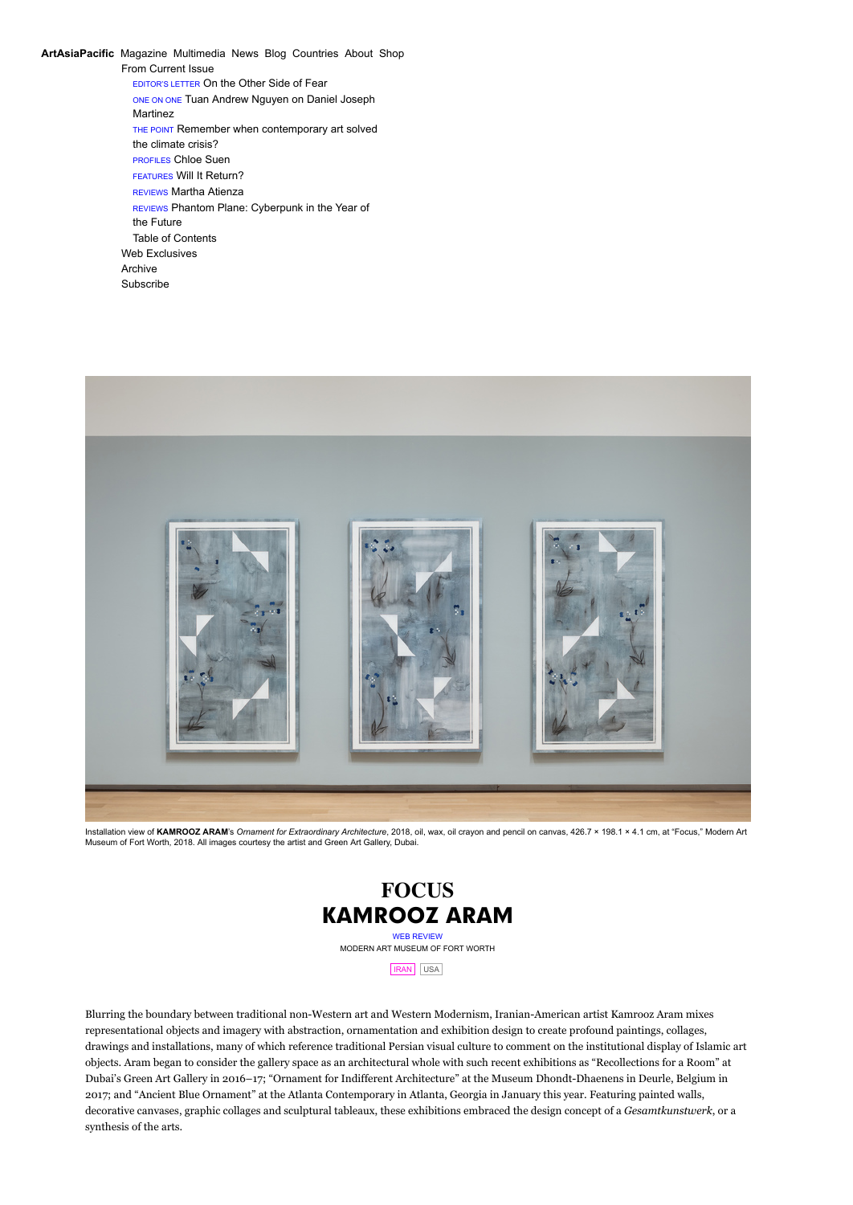**ArtAsiaPacific** Magazine Multimedia News Blog Countries About Shop

From Current Issue

- EDITOR'S LETTER On the Other Side of Fear
- ONE ON ONE Tuan Andrew Nguyen on Daniel Joseph Martinez
- THE POINT Remember when contemporary art solved the climate crisis?
- PROFILES Chloe Suen
- FEATURES Will It Return?
- REVIEWS Martha Atienza
- REVIEWS Phantom Plane: Cyberpunk in the Year of the Future
- Table of Contents

Web Exclusives

Archive

Subscribe

Installation view of **KAMROOZ ARAM**'s *Ornament for Extraordinary Architecture*, 2018, oil, wax, oil crayon and pencil on canvas, 426.7 × 198.1 × 4.1 cm, at "Focus," Modern Art Museum of Fort Worth, 2018. All images courtesy the artist and Green Art Gallery, Dubai.

# FOCUS
# KAMROOZ ARAM

WEB REVIEW

MODERN ART MUSEUM OF FORT WORTH

IRAN USA

Blurring the boundary between traditional non-Western art and Western Modernism, Iranian-American artist Kamrooz Aram mixes representational objects and imagery with abstraction, ornamentation and exhibition design to create profound paintings, collages, drawings and installations, many of which reference traditional Persian visual culture to comment on the institutional display of Islamic art objects. Aram began to consider the gallery space as an architectural whole with such recent exhibitions as "Recollections for a Room" at Dubai's Green Art Gallery in 2016–17; "Ornament for Indifferent Architecture" at the Museum Dhondt-Dhaenens in Deurle, Belgium in 2017; and "Ancient Blue Ornament" at the Atlanta Contemporary in Atlanta, Georgia in January this year. Featuring painted walls, decorative canvases, graphic collages and sculptural tableaux, these exhibitions embraced the design concept of a *Gesamtkunstwerk*, or a synthesis of the arts.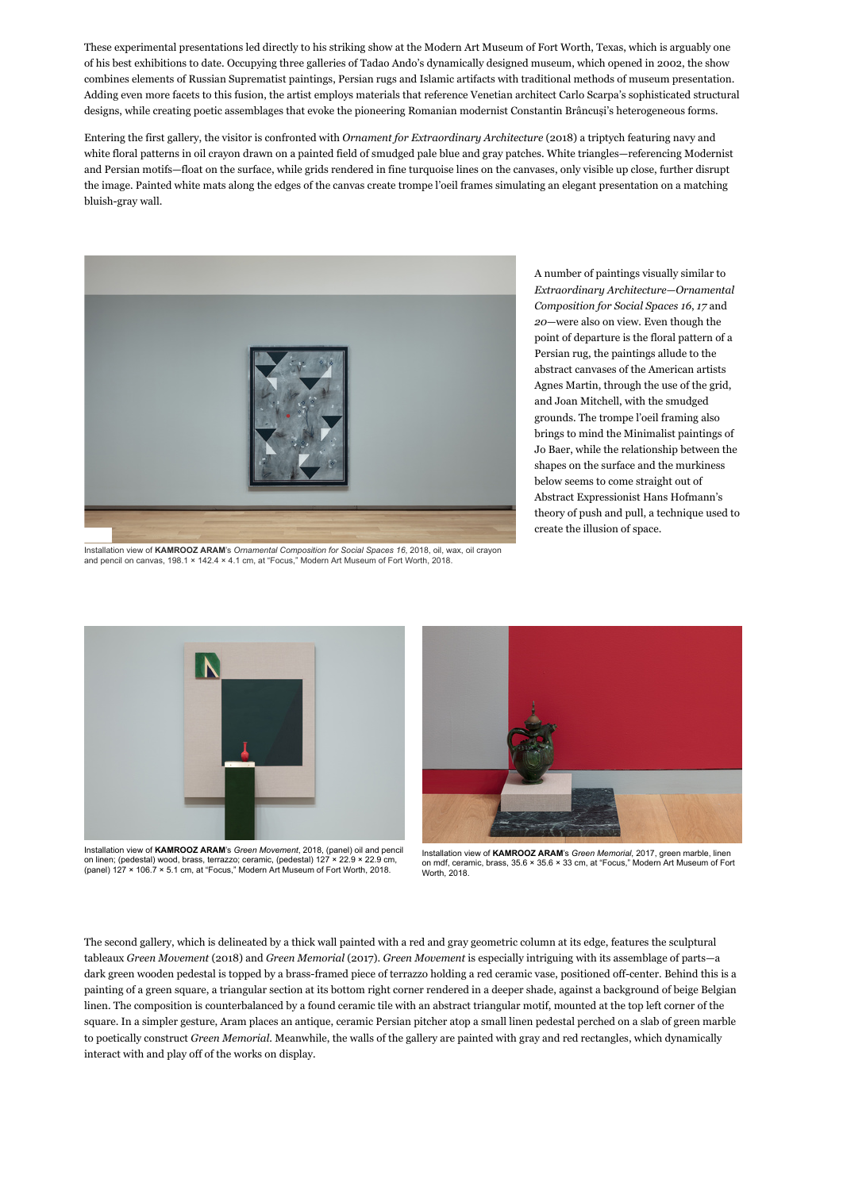These experimental presentations led directly to his striking show at the Modern Art Museum of Fort Worth, Texas, which is arguably one of his best exhibitions to date. Occupying three galleries of Tadao Ando's dynamically designed museum, which opened in 2002, the show combines elements of Russian Suprematist paintings, Persian rugs and Islamic artifacts with traditional methods of museum presentation. Adding even more facets to this fusion, the artist employs materials that reference Venetian architect Carlo Scarpa's sophisticated structural designs, while creating poetic assemblages that evoke the pioneering Romanian modernist Constantin Brâncuși's heterogeneous forms.

Entering the first gallery, the visitor is confronted with *Ornament for Extraordinary Architecture* (2018) a triptych featuring navy and white floral patterns in oil crayon drawn on a painted field of smudged pale blue and gray patches. White triangles—referencing Modernist and Persian motifs—float on the surface, while grids rendered in fine turquoise lines on the canvases, only visible up close, further disrupt the image. Painted white mats along the edges of the canvas create trompe l'oeil frames simulating an elegant presentation on a matching bluish-gray wall.

Installation view of **KAMROOZ ARAM**'s *Ornamental Composition for Social Spaces 16*, 2018, oil, wax, oil crayon and pencil on canvas, 198.1 × 142.4 × 4.1 cm, at "Focus," Modern Art Museum of Fort Worth, 2018.

A number of paintings visually similar to *Extraordinary Architecture—Ornamental Composition for Social Spaces 16*, *17* and *20*—were also on view. Even though the point of departure is the floral pattern of a Persian rug, the paintings allude to the abstract canvases of the American artists Agnes Martin, through the use of the grid, and Joan Mitchell, with the smudged grounds. The trompe l'oeil framing also brings to mind the Minimalist paintings of Jo Baer, while the relationship between the shapes on the surface and the murkiness below seems to come straight out of Abstract Expressionist Hans Hofmann's theory of push and pull, a technique used to create the illusion of space.

Installation view of **KAMROOZ ARAM**'s *Green Movement*, 2018, (panel) oil and pencil on linen; (pedestal) wood, brass, terrazzo; ceramic, (pedestal) 127 × 22.9 × 22.9 cm, (panel) 127 × 106.7 × 5.1 cm, at "Focus," Modern Art Museum of Fort Worth, 2018.

Installation view of **KAMROOZ ARAM**'s *Green Memorial*, 2017, green marble, linen on mdf, ceramic, brass, 35.6 × 35.6 × 33 cm, at "Focus," Modern Art Museum of Fort Worth, 2018.

The second gallery, which is delineated by a thick wall painted with a red and gray geometric column at its edge, features the sculptural tableaux *Green Movement* (2018) and *Green Memorial* (2017). *Green Movement* is especially intriguing with its assemblage of parts—a dark green wooden pedestal is topped by a brass-framed piece of terrazzo holding a red ceramic vase, positioned off-center. Behind this is a painting of a green square, a triangular section at its bottom right corner rendered in a deeper shade, against a background of beige Belgian linen. The composition is counterbalanced by a found ceramic tile with an abstract triangular motif, mounted at the top left corner of the square. In a simpler gesture, Aram places an antique, ceramic Persian pitcher atop a small linen pedestal perched on a slab of green marble to poetically construct *Green Memorial*. Meanwhile, the walls of the gallery are painted with gray and red rectangles, which dynamically interact with and play off of the works on display.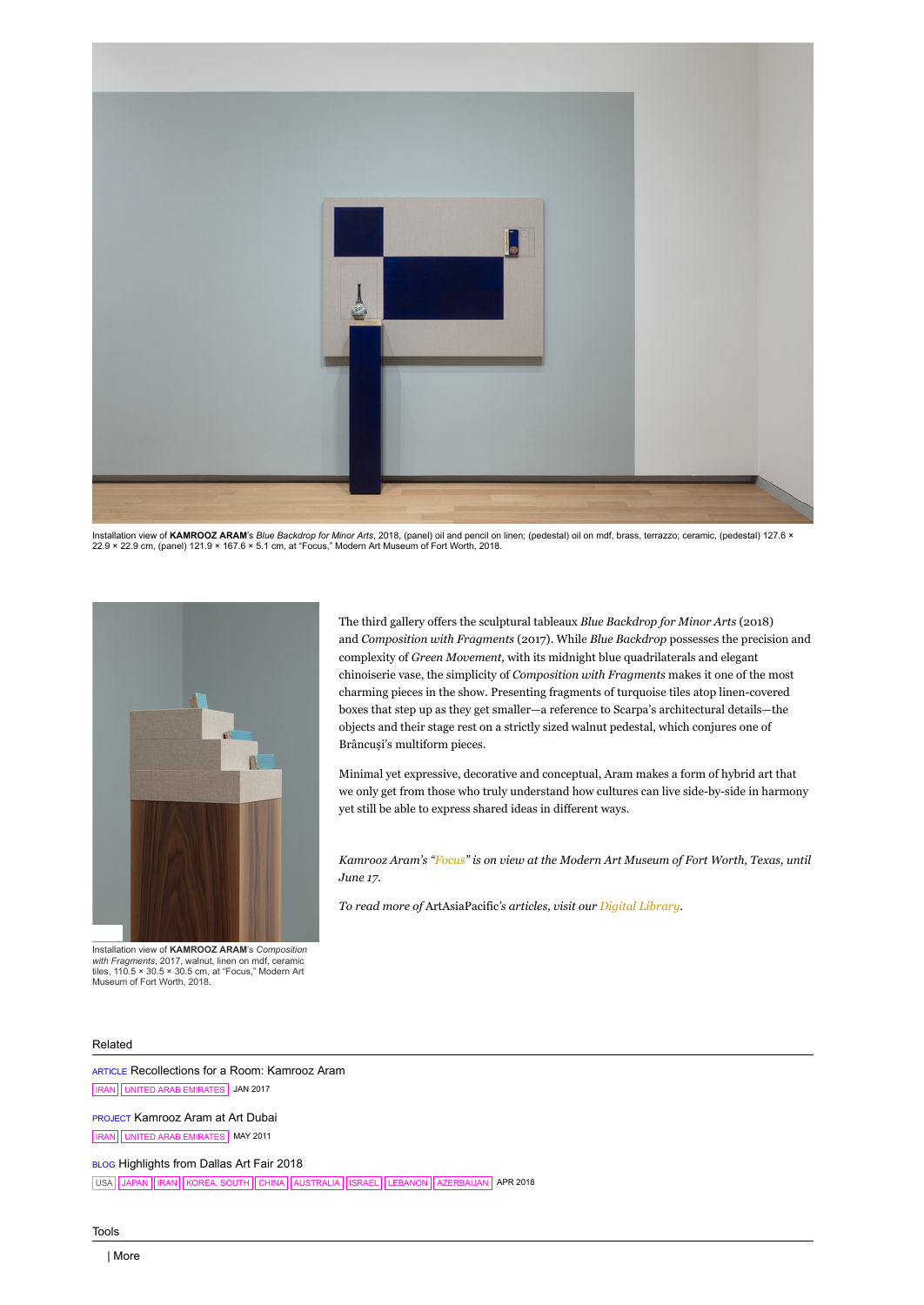Installation view of **KAMROOZ ARAM**'s *Blue Backdrop for Minor Arts*, 2018, (panel) oil and pencil on linen; (pedestal) oil on mdf, brass, terrazzo; ceramic, (pedestal) 127.6 × 22.9 × 22.9 cm, (panel) 121.9 × 167.6 × 5.1 cm, at "Focus," Modern Art Museum of Fort Worth, 2018.

Installation view of **KAMROOZ ARAM**'s *Composition with Fragments*, 2017, walnut, linen on mdf, ceramic tiles, 110.5 × 30.5 × 30.5 cm, at "Focus," Modern Art Museum of Fort Worth, 2018.

The third gallery offers the sculptural tableaux *Blue Backdrop for Minor Arts* (2018) and *Composition with Fragments* (2017). While *Blue Backdrop* possesses the precision and complexity of *Green Movement*, with its midnight blue quadrilaterals and elegant chinoiserie vase, the simplicity of *Composition with Fragments* makes it one of the most charming pieces in the show. Presenting fragments of turquoise tiles atop linen-covered boxes that step up as they get smaller—a reference to Scarpa's architectural details—the objects and their stage rest on a strictly sized walnut pedestal, which conjures one of Brâncuși's multiform pieces.

Minimal yet expressive, decorative and conceptual, Aram makes a form of hybrid art that we only get from those who truly understand how cultures can live side-by-side in harmony yet still be able to express shared ideas in different ways.

*Kamrooz Aram's "Focus" is on view at the Modern Art Museum of Fort Worth, Texas, until June 17.*

*To read more of* ArtAsiaPacific*'s articles, visit our Digital Library.*

Related

ARTICLE Recollections for a Room: Kamrooz Aram
IRAN | UNITED ARAB EMIRATES | JAN 2017

PROJECT Kamrooz Aram at Art Dubai
IRAN | UNITED ARAB EMIRATES | MAY 2011

BLOG Highlights from Dallas Art Fair 2018
USA | JAPAN | IRAN | KOREA, SOUTH | CHINA | AUSTRALIA | ISRAEL | LEBANON | AZERBAIJAN | APR 2018

Tools

| More